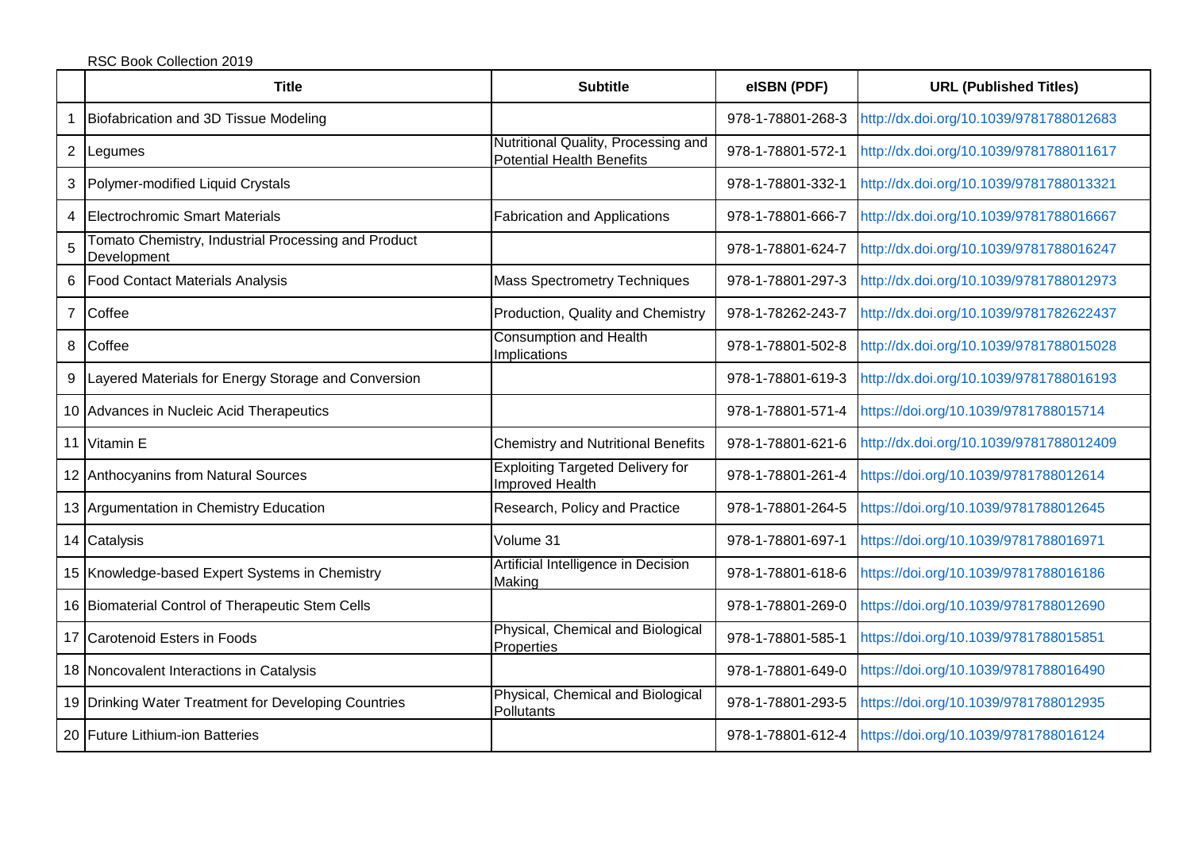RSC Book Collection 2019

| | Title | Subtitle | eISBN (PDF) | URL (Published Titles) |
|---|---|---|---|---|
| 1 | Biofabrication and 3D Tissue Modeling | | 978-1-78801-268-3 | http://dx.doi.org/10.1039/9781788012683 |
| 2 | Legumes | Nutritional Quality, Processing and Potential Health Benefits | 978-1-78801-572-1 | http://dx.doi.org/10.1039/9781788011617 |
| 3 | Polymer-modified Liquid Crystals | | 978-1-78801-332-1 | http://dx.doi.org/10.1039/9781788013321 |
| 4 | Electrochromic Smart Materials | Fabrication and Applications | 978-1-78801-666-7 | http://dx.doi.org/10.1039/9781788016667 |
| 5 | Tomato Chemistry, Industrial Processing and Product Development | | 978-1-78801-624-7 | http://dx.doi.org/10.1039/9781788016247 |
| 6 | Food Contact Materials Analysis | Mass Spectrometry Techniques | 978-1-78801-297-3 | http://dx.doi.org/10.1039/9781788012973 |
| 7 | Coffee | Production, Quality and Chemistry | 978-1-78262-243-7 | http://dx.doi.org/10.1039/9781782622437 |
| 8 | Coffee | Consumption and Health Implications | 978-1-78801-502-8 | http://dx.doi.org/10.1039/9781788015028 |
| 9 | Layered Materials for Energy Storage and Conversion | | 978-1-78801-619-3 | http://dx.doi.org/10.1039/9781788016193 |
| 10 | Advances in Nucleic Acid Therapeutics | | 978-1-78801-571-4 | https://doi.org/10.1039/9781788015714 |
| 11 | Vitamin E | Chemistry and Nutritional Benefits | 978-1-78801-621-6 | http://dx.doi.org/10.1039/9781788012409 |
| 12 | Anthocyanins from Natural Sources | Exploiting Targeted Delivery for Improved Health | 978-1-78801-261-4 | https://doi.org/10.1039/9781788012614 |
| 13 | Argumentation in Chemistry Education | Research, Policy and Practice | 978-1-78801-264-5 | https://doi.org/10.1039/9781788012645 |
| 14 | Catalysis | Volume 31 | 978-1-78801-697-1 | https://doi.org/10.1039/9781788016971 |
| 15 | Knowledge-based Expert Systems in Chemistry | Artificial Intelligence in Decision Making | 978-1-78801-618-6 | https://doi.org/10.1039/9781788016186 |
| 16 | Biomaterial Control of Therapeutic Stem Cells | | 978-1-78801-269-0 | https://doi.org/10.1039/9781788012690 |
| 17 | Carotenoid Esters in Foods | Physical, Chemical and Biological Properties | 978-1-78801-585-1 | https://doi.org/10.1039/9781788015851 |
| 18 | Noncovalent Interactions in Catalysis | | 978-1-78801-649-0 | https://doi.org/10.1039/9781788016490 |
| 19 | Drinking Water Treatment for Developing Countries | Physical, Chemical and Biological Pollutants | 978-1-78801-293-5 | https://doi.org/10.1039/9781788012935 |
| 20 | Future Lithium-ion Batteries | | 978-1-78801-612-4 | https://doi.org/10.1039/9781788016124 |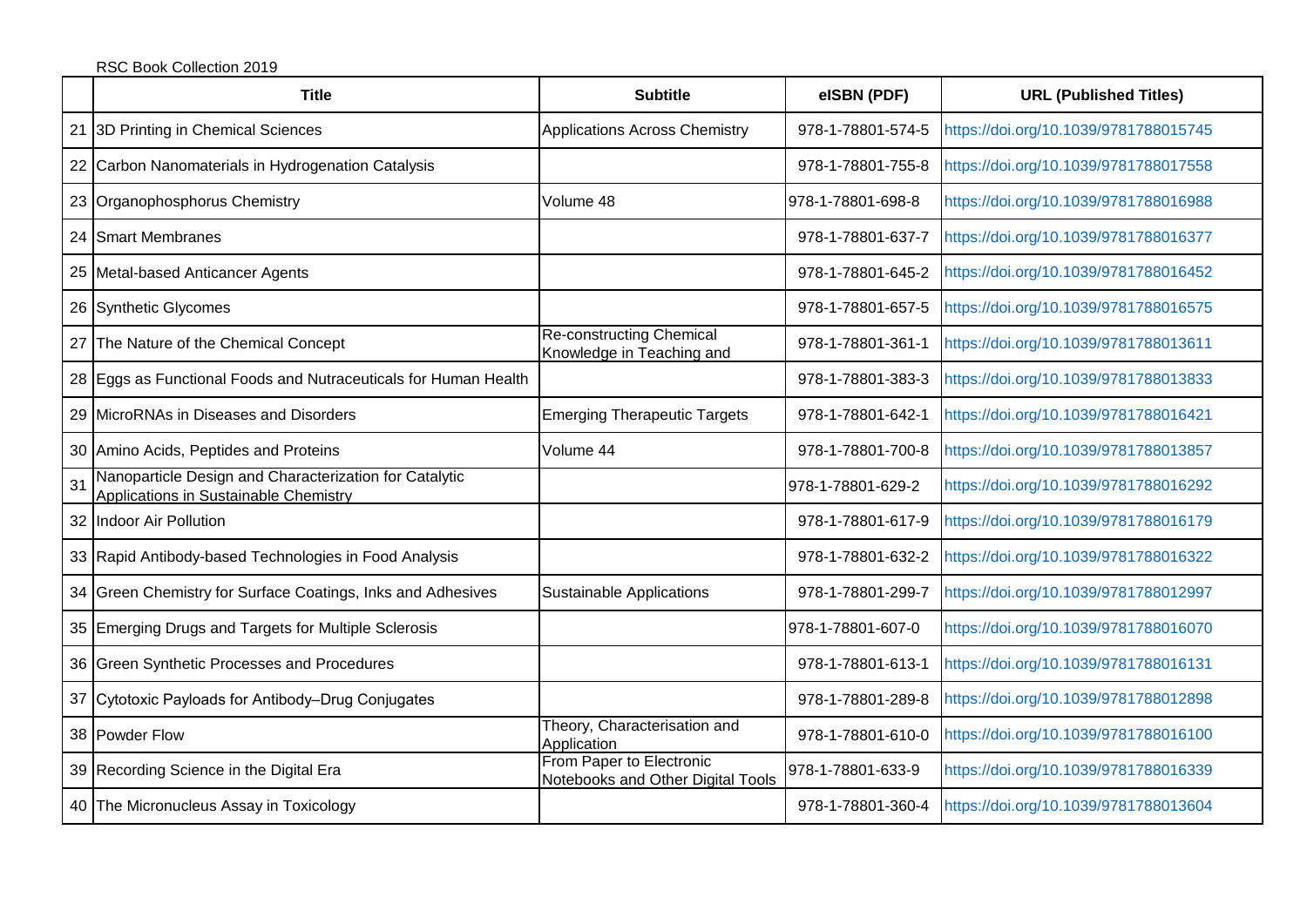RSC Book Collection 2019

| | Title | Subtitle | eISBN (PDF) | URL (Published Titles) |
|---|---|---|---|---|
| 21 | 3D Printing in Chemical Sciences | Applications Across Chemistry | 978-1-78801-574-5 | https://doi.org/10.1039/9781788015745 |
| 22 | Carbon Nanomaterials in Hydrogenation Catalysis | | 978-1-78801-755-8 | https://doi.org/10.1039/9781788017558 |
| 23 | Organophosphorus Chemistry | Volume 48 | 978-1-78801-698-8 | https://doi.org/10.1039/9781788016988 |
| 24 | Smart Membranes | | 978-1-78801-637-7 | https://doi.org/10.1039/9781788016377 |
| 25 | Metal-based Anticancer Agents | | 978-1-78801-645-2 | https://doi.org/10.1039/9781788016452 |
| 26 | Synthetic Glycomes | | 978-1-78801-657-5 | https://doi.org/10.1039/9781788016575 |
| 27 | The Nature of the Chemical Concept | Re-constructing Chemical Knowledge in Teaching and | 978-1-78801-361-1 | https://doi.org/10.1039/9781788013611 |
| 28 | Eggs as Functional Foods and Nutraceuticals for Human Health | | 978-1-78801-383-3 | https://doi.org/10.1039/9781788013833 |
| 29 | MicroRNAs in Diseases and Disorders | Emerging Therapeutic Targets | 978-1-78801-642-1 | https://doi.org/10.1039/9781788016421 |
| 30 | Amino Acids, Peptides and Proteins | Volume 44 | 978-1-78801-700-8 | https://doi.org/10.1039/9781788013857 |
| 31 | Nanoparticle Design and Characterization for Catalytic Applications in Sustainable Chemistry | | 978-1-78801-629-2 | https://doi.org/10.1039/9781788016292 |
| 32 | Indoor Air Pollution | | 978-1-78801-617-9 | https://doi.org/10.1039/9781788016179 |
| 33 | Rapid Antibody-based Technologies in Food Analysis | | 978-1-78801-632-2 | https://doi.org/10.1039/9781788016322 |
| 34 | Green Chemistry for Surface Coatings, Inks and Adhesives | Sustainable Applications | 978-1-78801-299-7 | https://doi.org/10.1039/9781788012997 |
| 35 | Emerging Drugs and Targets for Multiple Sclerosis | | 978-1-78801-607-0 | https://doi.org/10.1039/9781788016070 |
| 36 | Green Synthetic Processes and Procedures | | 978-1-78801-613-1 | https://doi.org/10.1039/9781788016131 |
| 37 | Cytotoxic Payloads for Antibody–Drug Conjugates | | 978-1-78801-289-8 | https://doi.org/10.1039/9781788012898 |
| 38 | Powder Flow | Theory, Characterisation and Application | 978-1-78801-610-0 | https://doi.org/10.1039/9781788016100 |
| 39 | Recording Science in the Digital Era | From Paper to Electronic Notebooks and Other Digital Tools | 978-1-78801-633-9 | https://doi.org/10.1039/9781788016339 |
| 40 | The Micronucleus Assay in Toxicology | | 978-1-78801-360-4 | https://doi.org/10.1039/9781788013604 |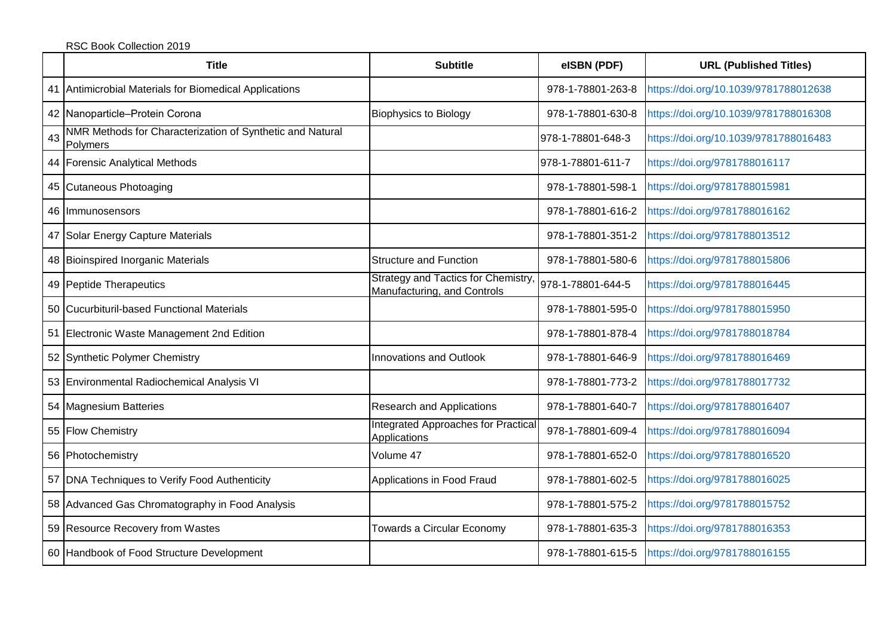RSC Book Collection 2019

| | Title | Subtitle | eISBN (PDF) | URL (Published Titles) |
|---|---|---|---|---|
| 41 | Antimicrobial Materials for Biomedical Applications | | 978-1-78801-263-8 | https://doi.org/10.1039/9781788012638 |
| 42 | Nanoparticle–Protein Corona | Biophysics to Biology | 978-1-78801-630-8 | https://doi.org/10.1039/9781788016308 |
| 43 | NMR Methods for Characterization of Synthetic and Natural Polymers | | 978-1-78801-648-3 | https://doi.org/10.1039/9781788016483 |
| 44 | Forensic Analytical Methods | | 978-1-78801-611-7 | https://doi.org/9781788016117 |
| 45 | Cutaneous Photoaging | | 978-1-78801-598-1 | https://doi.org/9781788015981 |
| 46 | Immunosensors | | 978-1-78801-616-2 | https://doi.org/9781788016162 |
| 47 | Solar Energy Capture Materials | | 978-1-78801-351-2 | https://doi.org/9781788013512 |
| 48 | Bioinspired Inorganic Materials | Structure and Function | 978-1-78801-580-6 | https://doi.org/9781788015806 |
| 49 | Peptide Therapeutics | Strategy and Tactics for Chemistry, Manufacturing, and Controls | 978-1-78801-644-5 | https://doi.org/9781788016445 |
| 50 | Cucurbituril-based Functional Materials | | 978-1-78801-595-0 | https://doi.org/9781788015950 |
| 51 | Electronic Waste Management 2nd Edition | | 978-1-78801-878-4 | https://doi.org/9781788018784 |
| 52 | Synthetic Polymer Chemistry | Innovations and Outlook | 978-1-78801-646-9 | https://doi.org/9781788016469 |
| 53 | Environmental Radiochemical Analysis VI | | 978-1-78801-773-2 | https://doi.org/9781788017732 |
| 54 | Magnesium Batteries | Research and Applications | 978-1-78801-640-7 | https://doi.org/9781788016407 |
| 55 | Flow Chemistry | Integrated Approaches for Practical Applications | 978-1-78801-609-4 | https://doi.org/9781788016094 |
| 56 | Photochemistry | Volume 47 | 978-1-78801-652-0 | https://doi.org/9781788016520 |
| 57 | DNA Techniques to Verify Food Authenticity | Applications in Food Fraud | 978-1-78801-602-5 | https://doi.org/9781788016025 |
| 58 | Advanced Gas Chromatography in Food Analysis | | 978-1-78801-575-2 | https://doi.org/9781788015752 |
| 59 | Resource Recovery from Wastes | Towards a Circular Economy | 978-1-78801-635-3 | https://doi.org/9781788016353 |
| 60 | Handbook of Food Structure Development | | 978-1-78801-615-5 | https://doi.org/9781788016155 |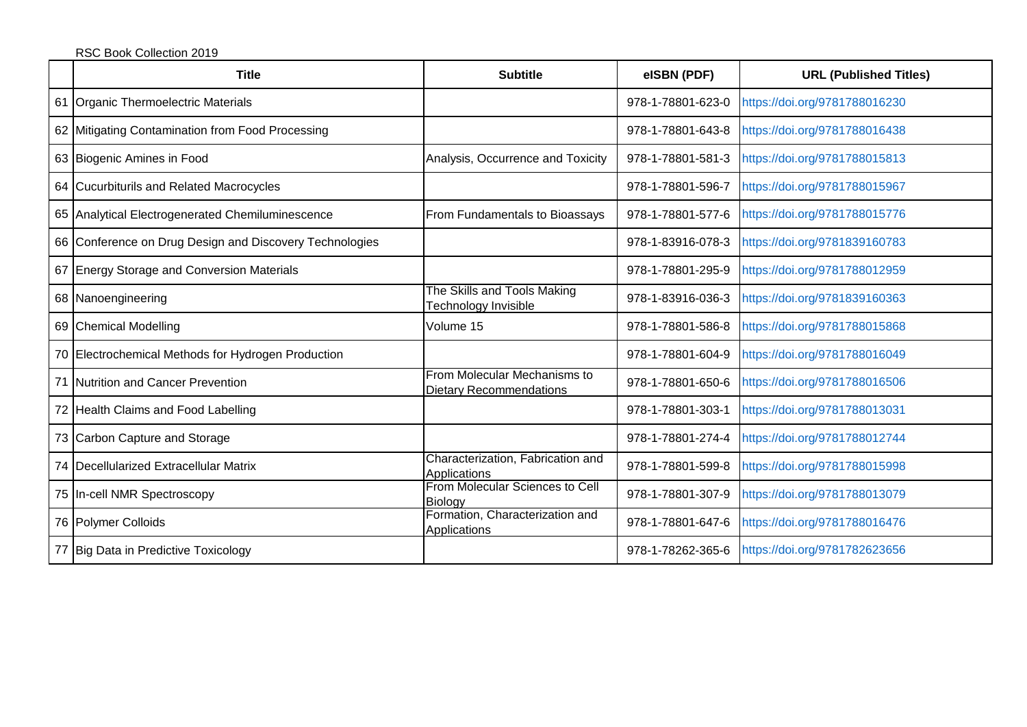RSC Book Collection 2019

| | Title | Subtitle | eISBN (PDF) | URL (Published Titles) |
|---|---|---|---|---|
| 61 | Organic Thermoelectric Materials | | 978-1-78801-623-0 | https://doi.org/9781788016230 |
| 62 | Mitigating Contamination from Food Processing | | 978-1-78801-643-8 | https://doi.org/9781788016438 |
| 63 | Biogenic Amines in Food | Analysis, Occurrence and Toxicity | 978-1-78801-581-3 | https://doi.org/9781788015813 |
| 64 | Cucurbiturils and Related Macrocycles | | 978-1-78801-596-7 | https://doi.org/9781788015967 |
| 65 | Analytical Electrogenerated Chemiluminescence | From Fundamentals to Bioassays | 978-1-78801-577-6 | https://doi.org/9781788015776 |
| 66 | Conference on Drug Design and Discovery Technologies | | 978-1-83916-078-3 | https://doi.org/9781839160783 |
| 67 | Energy Storage and Conversion Materials | | 978-1-78801-295-9 | https://doi.org/9781788012959 |
| 68 | Nanoengineering | The Skills and Tools Making Technology Invisible | 978-1-83916-036-3 | https://doi.org/9781839160363 |
| 69 | Chemical Modelling | Volume 15 | 978-1-78801-586-8 | https://doi.org/9781788015868 |
| 70 | Electrochemical Methods for Hydrogen Production | | 978-1-78801-604-9 | https://doi.org/9781788016049 |
| 71 | Nutrition and Cancer Prevention | From Molecular Mechanisms to Dietary Recommendations | 978-1-78801-650-6 | https://doi.org/9781788016506 |
| 72 | Health Claims and Food Labelling | | 978-1-78801-303-1 | https://doi.org/9781788013031 |
| 73 | Carbon Capture and Storage | | 978-1-78801-274-4 | https://doi.org/9781788012744 |
| 74 | Decellularized Extracellular Matrix | Characterization, Fabrication and Applications | 978-1-78801-599-8 | https://doi.org/9781788015998 |
| 75 | In-cell NMR Spectroscopy | From Molecular Sciences to Cell Biology | 978-1-78801-307-9 | https://doi.org/9781788013079 |
| 76 | Polymer Colloids | Formation, Characterization and Applications | 978-1-78801-647-6 | https://doi.org/9781788016476 |
| 77 | Big Data in Predictive Toxicology | | 978-1-78262-365-6 | https://doi.org/9781782623656 |